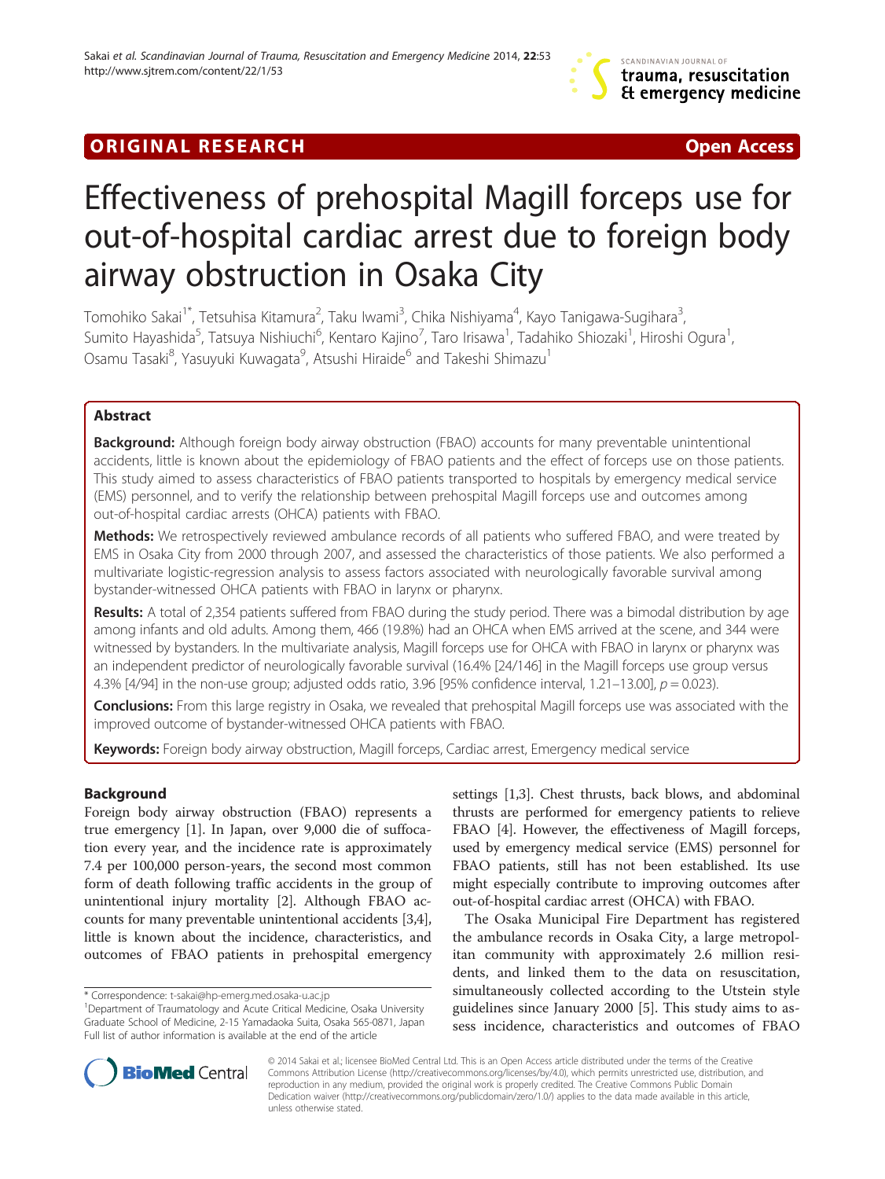ORIGINAL RESEARCH Open Access

# Effectiveness of prehospital Magill forceps use for out-of-hospital cardiac arrest due to foreign body airway obstruction in Osaka City

Tomohiko Sakai[1*], Tetsuhisa Kitamura[2], Taku Iwami[3], Chika Nishiyama[4], Kayo Tanigawa-Sugihara[3], Sumito Hayashida[5], Tatsuya Nishiuchi[6], Kentaro Kajino[7], Taro Irisawa[1], Tadahiko Shiozaki[1], Hiroshi Ogura[1], Osamu Tasaki[8], Yasuyuki Kuwagata[9], Atsushi Hiraide[6] and Takeshi Shimazu[1]

## Abstract

**Background:** Although foreign body airway obstruction (FBAO) accounts for many preventable unintentional accidents, little is known about the epidemiology of FBAO patients and the effect of forceps use on those patients. This study aimed to assess characteristics of FBAO patients transported to hospitals by emergency medical service (EMS) personnel, and to verify the relationship between prehospital Magill forceps use and outcomes among out-of-hospital cardiac arrests (OHCA) patients with FBAO.

**Methods:** We retrospectively reviewed ambulance records of all patients who suffered FBAO, and were treated by EMS in Osaka City from 2000 through 2007, and assessed the characteristics of those patients. We also performed a multivariate logistic-regression analysis to assess factors associated with neurologically favorable survival among bystander-witnessed OHCA patients with FBAO in larynx or pharynx.

**Results:** A total of 2,354 patients suffered from FBAO during the study period. There was a bimodal distribution by age among infants and old adults. Among them, 466 (19.8%) had an OHCA when EMS arrived at the scene, and 344 were witnessed by bystanders. In the multivariate analysis, Magill forceps use for OHCA with FBAO in larynx or pharynx was an independent predictor of neurologically favorable survival (16.4% [24/146] in the Magill forceps use group versus 4.3% [4/94] in the non-use group; adjusted odds ratio, 3.96 [95% confidence interval, 1.21–13.00], $p = 0.023$).

**Conclusions:** From this large registry in Osaka, we revealed that prehospital Magill forceps use was associated with the improved outcome of bystander-witnessed OHCA patients with FBAO.

**Keywords:** Foreign body airway obstruction, Magill forceps, Cardiac arrest, Emergency medical service

## Background

Foreign body airway obstruction (FBAO) represents a true emergency [1]. In Japan, over 9,000 die of suffocation every year, and the incidence rate is approximately 7.4 per 100,000 person-years, the second most common form of death following traffic accidents in the group of unintentional injury mortality [2]. Although FBAO accounts for many preventable unintentional accidents [3,4], little is known about the incidence, characteristics, and outcomes of FBAO patients in prehospital emergency settings [1,3]. Chest thrusts, back blows, and abdominal thrusts are performed for emergency patients to relieve FBAO [4]. However, the effectiveness of Magill forceps, used by emergency medical service (EMS) personnel for FBAO patients, still has not been established. Its use might especially contribute to improving outcomes after out-of-hospital cardiac arrest (OHCA) with FBAO.

The Osaka Municipal Fire Department has registered the ambulance records in Osaka City, a large metropolitan community with approximately 2.6 million residents, and linked them to the data on resuscitation, simultaneously collected according to the Utstein style guidelines since January 2000 [5]. This study aims to assess incidence, characteristics and outcomes of FBAO

\* Correspondence: t-sakai@hp-emerg.med.osaka-u.ac.jp
[1]Department of Traumatology and Acute Critical Medicine, Osaka University Graduate School of Medicine, 2-15 Yamadaoka Suita, Osaka 565-0871, Japan
Full list of author information is available at the end of the article

© 2014 Sakai et al.; licensee BioMed Central Ltd. This is an Open Access article distributed under the terms of the Creative Commons Attribution License (http://creativecommons.org/licenses/by/4.0), which permits unrestricted use, distribution, and reproduction in any medium, provided the original work is properly credited. The Creative Commons Public Domain Dedication waiver (http://creativecommons.org/publicdomain/zero/1.0/) applies to the data made available in this article, unless otherwise stated.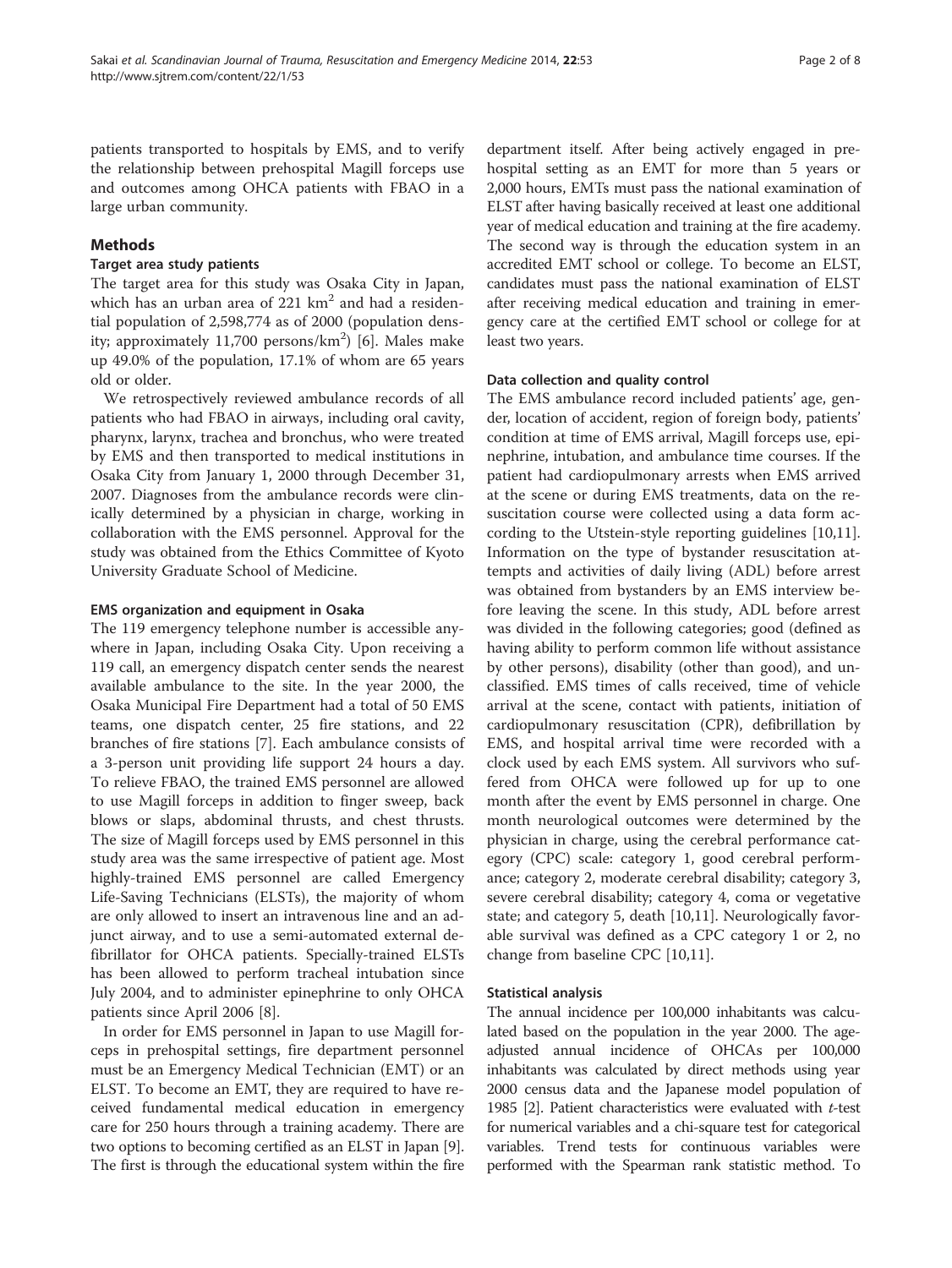patients transported to hospitals by EMS, and to verify the relationship between prehospital Magill forceps use and outcomes among OHCA patients with FBAO in a large urban community.

## Methods

### Target area study patients

The target area for this study was Osaka City in Japan, which has an urban area of 221 $km^2$ and had a residential population of 2,598,774 as of 2000 (population density; approximately 11,700 persons/$km^2$) [6]. Males make up 49.0% of the population, 17.1% of whom are 65 years old or older.

We retrospectively reviewed ambulance records of all patients who had FBAO in airways, including oral cavity, pharynx, larynx, trachea and bronchus, who were treated by EMS and then transported to medical institutions in Osaka City from January 1, 2000 through December 31, 2007. Diagnoses from the ambulance records were clinically determined by a physician in charge, working in collaboration with the EMS personnel. Approval for the study was obtained from the Ethics Committee of Kyoto University Graduate School of Medicine.

### EMS organization and equipment in Osaka

The 119 emergency telephone number is accessible anywhere in Japan, including Osaka City. Upon receiving a 119 call, an emergency dispatch center sends the nearest available ambulance to the site. In the year 2000, the Osaka Municipal Fire Department had a total of 50 EMS teams, one dispatch center, 25 fire stations, and 22 branches of fire stations [7]. Each ambulance consists of a 3-person unit providing life support 24 hours a day. To relieve FBAO, the trained EMS personnel are allowed to use Magill forceps in addition to finger sweep, back blows or slaps, abdominal thrusts, and chest thrusts. The size of Magill forceps used by EMS personnel in this study area was the same irrespective of patient age. Most highly-trained EMS personnel are called Emergency Life-Saving Technicians (ELSTs), the majority of whom are only allowed to insert an intravenous line and an adjunct airway, and to use a semi-automated external defibrillator for OHCA patients. Specially-trained ELSTs has been allowed to perform tracheal intubation since July 2004, and to administer epinephrine to only OHCA patients since April 2006 [8].

In order for EMS personnel in Japan to use Magill forceps in prehospital settings, fire department personnel must be an Emergency Medical Technician (EMT) or an ELST. To become an EMT, they are required to have received fundamental medical education in emergency care for 250 hours through a training academy. There are two options to becoming certified as an ELST in Japan [9]. The first is through the educational system within the fire department itself. After being actively engaged in prehospital setting as an EMT for more than 5 years or 2,000 hours, EMTs must pass the national examination of ELST after having basically received at least one additional year of medical education and training at the fire academy. The second way is through the education system in an accredited EMT school or college. To become an ELST, candidates must pass the national examination of ELST after receiving medical education and training in emergency care at the certified EMT school or college for at least two years.

### Data collection and quality control

The EMS ambulance record included patients' age, gender, location of accident, region of foreign body, patients' condition at time of EMS arrival, Magill forceps use, epinephrine, intubation, and ambulance time courses. If the patient had cardiopulmonary arrests when EMS arrived at the scene or during EMS treatments, data on the resuscitation course were collected using a data form according to the Utstein-style reporting guidelines [10,11]. Information on the type of bystander resuscitation attempts and activities of daily living (ADL) before arrest was obtained from bystanders by an EMS interview before leaving the scene. In this study, ADL before arrest was divided in the following categories; good (defined as having ability to perform common life without assistance by other persons), disability (other than good), and unclassified. EMS times of calls received, time of vehicle arrival at the scene, contact with patients, initiation of cardiopulmonary resuscitation (CPR), defibrillation by EMS, and hospital arrival time were recorded with a clock used by each EMS system. All survivors who suffered from OHCA were followed up for up to one month after the event by EMS personnel in charge. One month neurological outcomes were determined by the physician in charge, using the cerebral performance category (CPC) scale: category 1, good cerebral performance; category 2, moderate cerebral disability; category 3, severe cerebral disability; category 4, coma or vegetative state; and category 5, death [10,11]. Neurologically favorable survival was defined as a CPC category 1 or 2, no change from baseline CPC [10,11].

### Statistical analysis

The annual incidence per 100,000 inhabitants was calculated based on the population in the year 2000. The age-adjusted annual incidence of OHCAs per 100,000 inhabitants was calculated by direct methods using year 2000 census data and the Japanese model population of 1985 [2]. Patient characteristics were evaluated with *t*-test for numerical variables and a chi-square test for categorical variables. Trend tests for continuous variables were performed with the Spearman rank statistic method. To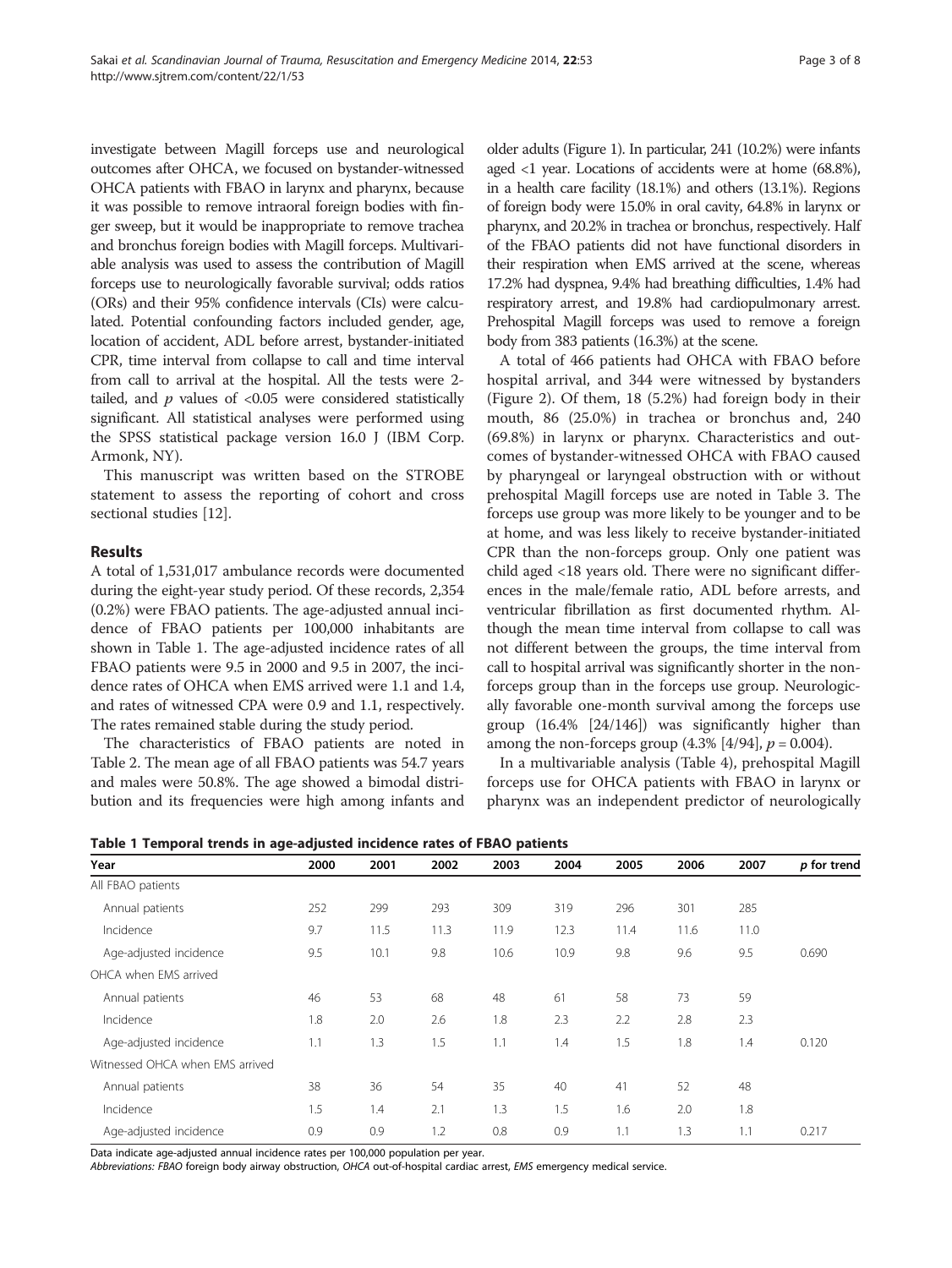investigate between Magill forceps use and neurological outcomes after OHCA, we focused on bystander-witnessed OHCA patients with FBAO in larynx and pharynx, because it was possible to remove intraoral foreign bodies with finger sweep, but it would be inappropriate to remove trachea and bronchus foreign bodies with Magill forceps. Multivariable analysis was used to assess the contribution of Magill forceps use to neurologically favorable survival; odds ratios (ORs) and their 95% confidence intervals (CIs) were calculated. Potential confounding factors included gender, age, location of accident, ADL before arrest, bystander-initiated CPR, time interval from collapse to call and time interval from call to arrival at the hospital. All the tests were 2-tailed, and $p$ values of <0.05 were considered statistically significant. All statistical analyses were performed using the SPSS statistical package version 16.0 J (IBM Corp. Armonk, NY).

This manuscript was written based on the STROBE statement to assess the reporting of cohort and cross sectional studies [12].

## Results

A total of 1,531,017 ambulance records were documented during the eight-year study period. Of these records, 2,354 (0.2%) were FBAO patients. The age-adjusted annual incidence of FBAO patients per 100,000 inhabitants are shown in Table 1. The age-adjusted incidence rates of all FBAO patients were 9.5 in 2000 and 9.5 in 2007, the incidence rates of OHCA when EMS arrived were 1.1 and 1.4, and rates of witnessed CPA were 0.9 and 1.1, respectively. The rates remained stable during the study period.

The characteristics of FBAO patients are noted in Table 2. The mean age of all FBAO patients was 54.7 years and males were 50.8%. The age showed a bimodal distribution and its frequencies were high among infants and older adults (Figure 1). In particular, 241 (10.2%) were infants aged <1 year. Locations of accidents were at home (68.8%), in a health care facility (18.1%) and others (13.1%). Regions of foreign body were 15.0% in oral cavity, 64.8% in larynx or pharynx, and 20.2% in trachea or bronchus, respectively. Half of the FBAO patients did not have functional disorders in their respiration when EMS arrived at the scene, whereas 17.2% had dyspnea, 9.4% had breathing difficulties, 1.4% had respiratory arrest, and 19.8% had cardiopulmonary arrest. Prehospital Magill forceps was used to remove a foreign body from 383 patients (16.3%) at the scene.

A total of 466 patients had OHCA with FBAO before hospital arrival, and 344 were witnessed by bystanders (Figure 2). Of them, 18 (5.2%) had foreign body in their mouth, 86 (25.0%) in trachea or bronchus and, 240 (69.8%) in larynx or pharynx. Characteristics and outcomes of bystander-witnessed OHCA with FBAO caused by pharyngeal or laryngeal obstruction with or without prehospital Magill forceps use are noted in Table 3. The forceps use group was more likely to be younger and to be at home, and was less likely to receive bystander-initiated CPR than the non-forceps group. Only one patient was child aged <18 years old. There were no significant differences in the male/female ratio, ADL before arrests, and ventricular fibrillation as first documented rhythm. Although the mean time interval from collapse to call was not different between the groups, the time interval from call to hospital arrival was significantly shorter in the non-forceps group than in the forceps use group. Neurologically favorable one-month survival among the forceps use group (16.4% [24/146]) was significantly higher than among the non-forceps group (4.3% [4/94], $p = 0.004$).

In a multivariable analysis (Table 4), prehospital Magill forceps use for OHCA patients with FBAO in larynx or pharynx was an independent predictor of neurologically

**Table 1 Temporal trends in age-adjusted incidence rates of FBAO patients**

| Year | 2000 | 2001 | 2002 | 2003 | 2004 | 2005 | 2006 | 2007 | *p* for trend |
|---|---|---|---|---|---|---|---|---|---|
| All FBAO patients | | | | | | | | | |
| Annual patients | 252 | 299 | 293 | 309 | 319 | 296 | 301 | 285 | |
| Incidence | 9.7 | 11.5 | 11.3 | 11.9 | 12.3 | 11.4 | 11.6 | 11.0 | |
| Age-adjusted incidence | 9.5 | 10.1 | 9.8 | 10.6 | 10.9 | 9.8 | 9.6 | 9.5 | 0.690 |
| OHCA when EMS arrived | | | | | | | | | |
| Annual patients | 46 | 53 | 68 | 48 | 61 | 58 | 73 | 59 | |
| Incidence | 1.8 | 2.0 | 2.6 | 1.8 | 2.3 | 2.2 | 2.8 | 2.3 | |
| Age-adjusted incidence | 1.1 | 1.3 | 1.5 | 1.1 | 1.4 | 1.5 | 1.8 | 1.4 | 0.120 |
| Witnessed OHCA when EMS arrived | | | | | | | | | |
| Annual patients | 38 | 36 | 54 | 35 | 40 | 41 | 52 | 48 | |
| Incidence | 1.5 | 1.4 | 2.1 | 1.3 | 1.5 | 1.6 | 2.0 | 1.8 | |
| Age-adjusted incidence | 0.9 | 0.9 | 1.2 | 0.8 | 0.9 | 1.1 | 1.3 | 1.1 | 0.217 |

Data indicate age-adjusted annual incidence rates per 100,000 population per year.

*Abbreviations: FBAO* foreign body airway obstruction, *OHCA* out-of-hospital cardiac arrest, *EMS* emergency medical service.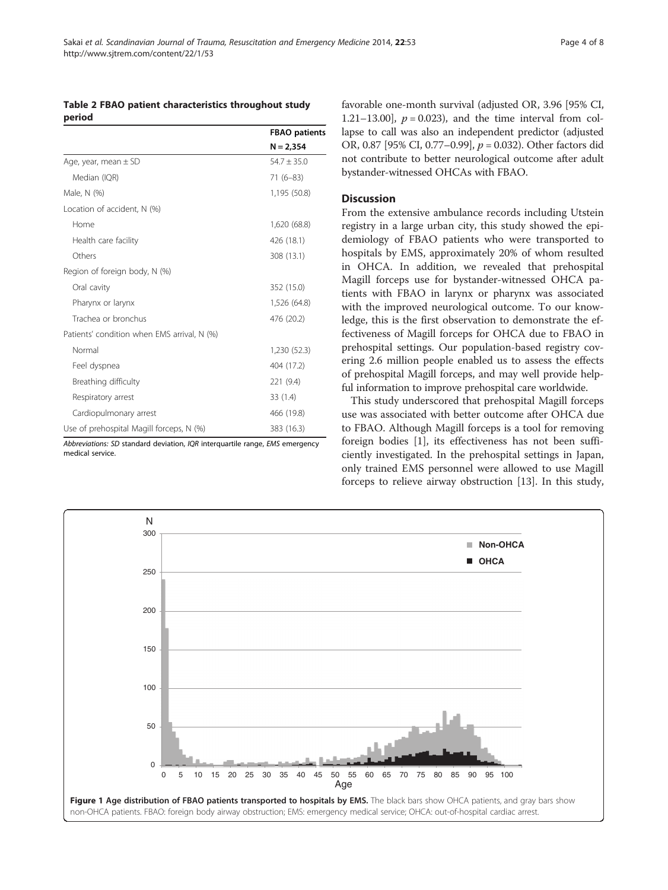**Table 2 FBAO patient characteristics throughout study period**

| | FBAO patients N = 2,354 |
|---|---|
| Age, year, mean ± SD | 54.7 ± 35.0 |
| Median (IQR) | 71 (6–83) |
| Male, N (%) | 1,195 (50.8) |
| Location of accident, N (%) | |
| Home | 1,620 (68.8) |
| Health care facility | 426 (18.1) |
| Others | 308 (13.1) |
| Region of foreign body, N (%) | |
| Oral cavity | 352 (15.0) |
| Pharynx or larynx | 1,526 (64.8) |
| Trachea or bronchus | 476 (20.2) |
| Patients' condition when EMS arrival, N (%) | |
| Normal | 1,230 (52.3) |
| Feel dyspnea | 404 (17.2) |
| Breathing difficulty | 221 (9.4) |
| Respiratory arrest | 33 (1.4) |
| Cardiopulmonary arrest | 466 (19.8) |
| Use of prehospital Magill forceps, N (%) | 383 (16.3) |

*Abbreviations: SD* standard deviation, *IQR* interquartile range, *EMS* emergency medical service.

favorable one-month survival (adjusted OR, 3.96 [95% CI, 1.21–13.00], $p = 0.023$), and the time interval from collapse to call was also an independent predictor (adjusted OR, 0.87 [95% CI, 0.77–0.99], $p = 0.032$). Other factors did not contribute to better neurological outcome after adult bystander-witnessed OHCAs with FBAO.

## Discussion

From the extensive ambulance records including Utstein registry in a large urban city, this study showed the epidemiology of FBAO patients who were transported to hospitals by EMS, approximately 20% of whom resulted in OHCA. In addition, we revealed that prehospital Magill forceps use for bystander-witnessed OHCA patients with FBAO in larynx or pharynx was associated with the improved neurological outcome. To our knowledge, this is the first observation to demonstrate the effectiveness of Magill forceps for OHCA due to FBAO in prehospital settings. Our population-based registry covering 2.6 million people enabled us to assess the effects of prehospital Magill forceps, and may well provide helpful information to improve prehospital care worldwide.

This study underscored that prehospital Magill forceps use was associated with better outcome after OHCA due to FBAO. Although Magill forceps is a tool for removing foreign bodies [1], its effectiveness has not been sufficiently investigated. In the prehospital settings in Japan, only trained EMS personnel were allowed to use Magill forceps to relieve airway obstruction [13]. In this study,

**Figure 1 Age distribution of FBAO patients transported to hospitals by EMS.** The black bars show OHCA patients, and gray bars show non-OHCA patients. FBAO: foreign body airway obstruction; EMS: emergency medical service; OHCA: out-of-hospital cardiac arrest.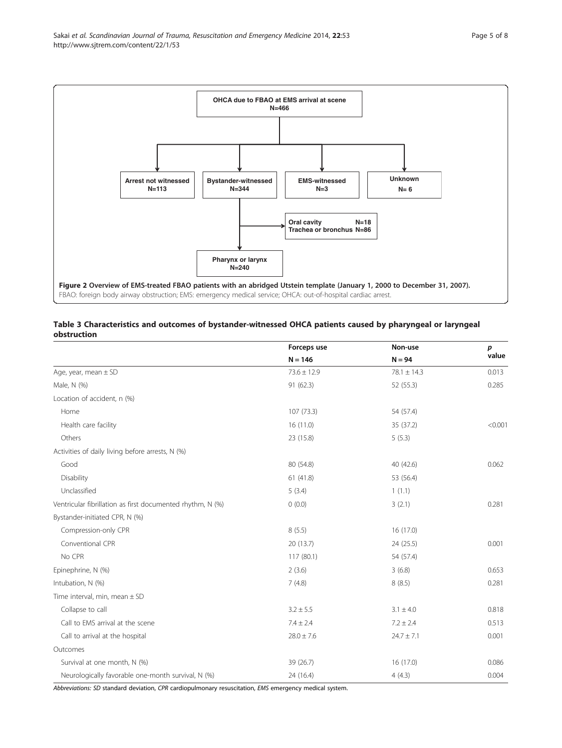OHCA due to FBAO at EMS arrival at scene
N=466

Arrest not witnessed
N=113

Bystander-witnessed
N=344

EMS-witnessed
N=3

Unknown
N= 6

Oral cavity N=18
Trachea or bronchus N=86

Pharynx or larynx
N=240

**Figure 2 Overview of EMS-treated FBAO patients with an abridged Utstein template (January 1, 2000 to December 31, 2007).** FBAO: foreign body airway obstruction; EMS: emergency medical service; OHCA: out-of-hospital cardiac arrest.

**Table 3 Characteristics and outcomes of bystander-witnessed OHCA patients caused by pharyngeal or laryngeal obstruction**

| | Forceps use N = 146 | Non-use N = 94 | *p* value |
|---|---|---|---|
| Age, year, mean ± SD | 73.6 ± 12.9 | 78.1 ± 14.3 | 0.013 |
| Male, N (%) | 91 (62.3) | 52 (55.3) | 0.285 |
| Location of accident, n (%) | | | |
| Home | 107 (73.3) | 54 (57.4) | |
| Health care facility | 16 (11.0) | 35 (37.2) | <0.001 |
| Others | 23 (15.8) | 5 (5.3) | |
| Activities of daily living before arrests, N (%) | | | |
| Good | 80 (54.8) | 40 (42.6) | 0.062 |
| Disability | 61 (41.8) | 53 (56.4) | |
| Unclassified | 5 (3.4) | 1 (1.1) | |
| Ventricular fibrillation as first documented rhythm, N (%) | 0 (0.0) | 3 (2.1) | 0.281 |
| Bystander-initiated CPR, N (%) | | | |
| Compression-only CPR | 8 (5.5) | 16 (17.0) | |
| Conventional CPR | 20 (13.7) | 24 (25.5) | 0.001 |
| No CPR | 117 (80.1) | 54 (57.4) | |
| Epinephrine, N (%) | 2 (3.6) | 3 (6.8) | 0.653 |
| Intubation, N (%) | 7 (4.8) | 8 (8.5) | 0.281 |
| Time interval, min, mean ± SD | | | |
| Collapse to call | 3.2 ± 5.5 | 3.1 ± 4.0 | 0.818 |
| Call to EMS arrival at the scene | 7.4 ± 2.4 | 7.2 ± 2.4 | 0.513 |
| Call to arrival at the hospital | 28.0 ± 7.6 | 24.7 ± 7.1 | 0.001 |
| Outcomes | | | |
| Survival at one month, N (%) | 39 (26.7) | 16 (17.0) | 0.086 |
| Neurologically favorable one-month survival, N (%) | 24 (16.4) | 4 (4.3) | 0.004 |

*Abbreviations: SD* standard deviation, *CPR* cardiopulmonary resuscitation, *EMS* emergency medical system.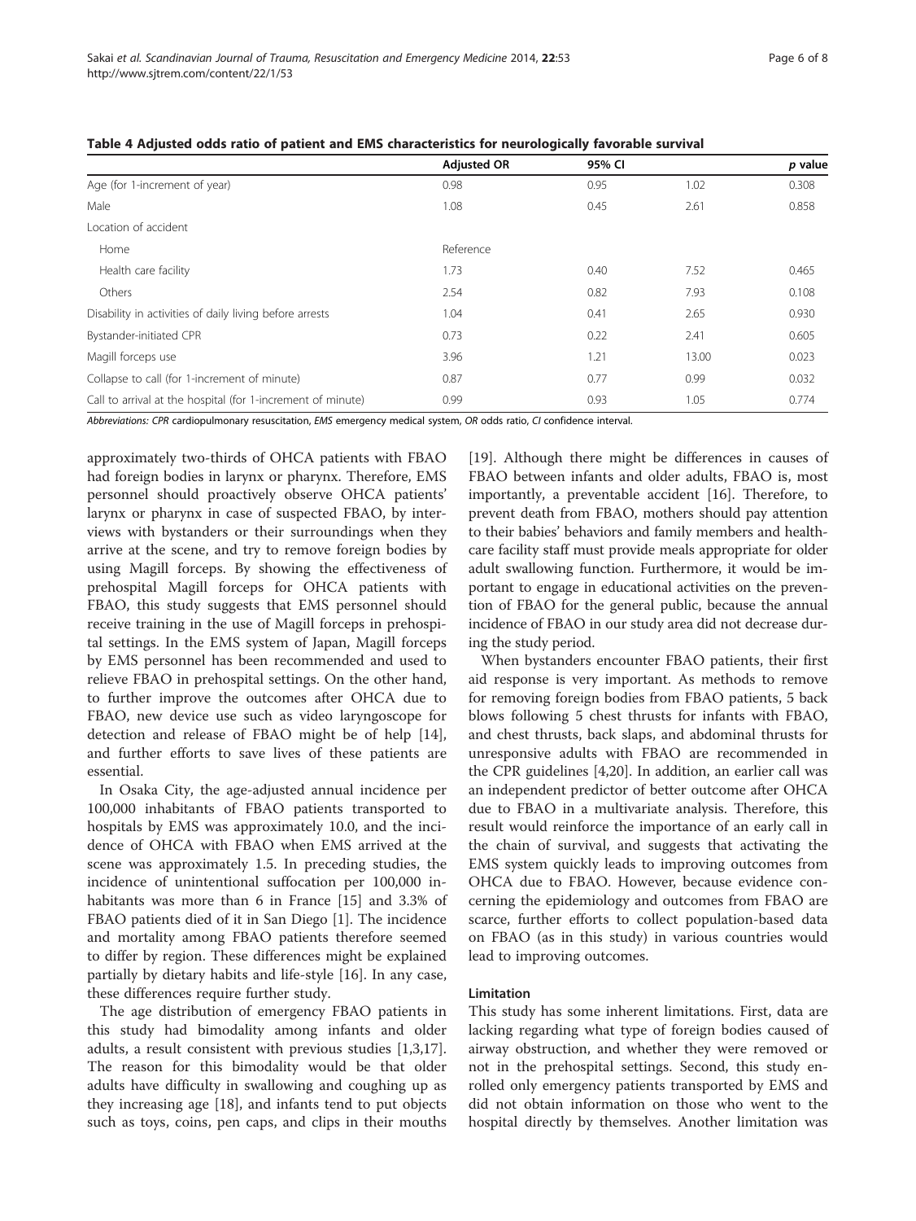**Table 4 Adjusted odds ratio of patient and EMS characteristics for neurologically favorable survival**

| | Adjusted OR | 95% CI | | *p* value |
|---|---|---|---|---|
| Age (for 1-increment of year) | 0.98 | 0.95 | 1.02 | 0.308 |
| Male | 1.08 | 0.45 | 2.61 | 0.858 |
| Location of accident | | | | |
| Home | Reference | | | |
| Health care facility | 1.73 | 0.40 | 7.52 | 0.465 |
| Others | 2.54 | 0.82 | 7.93 | 0.108 |
| Disability in activities of daily living before arrests | 1.04 | 0.41 | 2.65 | 0.930 |
| Bystander-initiated CPR | 0.73 | 0.22 | 2.41 | 0.605 |
| Magill forceps use | 3.96 | 1.21 | 13.00 | 0.023 |
| Collapse to call (for 1-increment of minute) | 0.87 | 0.77 | 0.99 | 0.032 |
| Call to arrival at the hospital (for 1-increment of minute) | 0.99 | 0.93 | 1.05 | 0.774 |

*Abbreviations: CPR* cardiopulmonary resuscitation, *EMS* emergency medical system, *OR* odds ratio, *CI* confidence interval.

approximately two-thirds of OHCA patients with FBAO had foreign bodies in larynx or pharynx. Therefore, EMS personnel should proactively observe OHCA patients' larynx or pharynx in case of suspected FBAO, by interviews with bystanders or their surroundings when they arrive at the scene, and try to remove foreign bodies by using Magill forceps. By showing the effectiveness of prehospital Magill forceps for OHCA patients with FBAO, this study suggests that EMS personnel should receive training in the use of Magill forceps in prehospital settings. In the EMS system of Japan, Magill forceps by EMS personnel has been recommended and used to relieve FBAO in prehospital settings. On the other hand, to further improve the outcomes after OHCA due to FBAO, new device use such as video laryngoscope for detection and release of FBAO might be of help [14], and further efforts to save lives of these patients are essential.

In Osaka City, the age-adjusted annual incidence per 100,000 inhabitants of FBAO patients transported to hospitals by EMS was approximately 10.0, and the incidence of OHCA with FBAO when EMS arrived at the scene was approximately 1.5. In preceding studies, the incidence of unintentional suffocation per 100,000 inhabitants was more than 6 in France [15] and 3.3% of FBAO patients died of it in San Diego [1]. The incidence and mortality among FBAO patients therefore seemed to differ by region. These differences might be explained partially by dietary habits and life-style [16]. In any case, these differences require further study.

The age distribution of emergency FBAO patients in this study had bimodality among infants and older adults, a result consistent with previous studies [1,3,17]. The reason for this bimodality would be that older adults have difficulty in swallowing and coughing up as they increasing age [18], and infants tend to put objects such as toys, coins, pen caps, and clips in their mouths [19]. Although there might be differences in causes of FBAO between infants and older adults, FBAO is, most importantly, a preventable accident [16]. Therefore, to prevent death from FBAO, mothers should pay attention to their babies' behaviors and family members and healthcare facility staff must provide meals appropriate for older adult swallowing function. Furthermore, it would be important to engage in educational activities on the prevention of FBAO for the general public, because the annual incidence of FBAO in our study area did not decrease during the study period.

When bystanders encounter FBAO patients, their first aid response is very important. As methods to remove for removing foreign bodies from FBAO patients, 5 back blows following 5 chest thrusts for infants with FBAO, and chest thrusts, back slaps, and abdominal thrusts for unresponsive adults with FBAO are recommended in the CPR guidelines [4,20]. In addition, an earlier call was an independent predictor of better outcome after OHCA due to FBAO in a multivariate analysis. Therefore, this result would reinforce the importance of an early call in the chain of survival, and suggests that activating the EMS system quickly leads to improving outcomes from OHCA due to FBAO. However, because evidence concerning the epidemiology and outcomes from FBAO are scarce, further efforts to collect population-based data on FBAO (as in this study) in various countries would lead to improving outcomes.

### Limitation

This study has some inherent limitations. First, data are lacking regarding what type of foreign bodies caused of airway obstruction, and whether they were removed or not in the prehospital settings. Second, this study enrolled only emergency patients transported by EMS and did not obtain information on those who went to the hospital directly by themselves. Another limitation was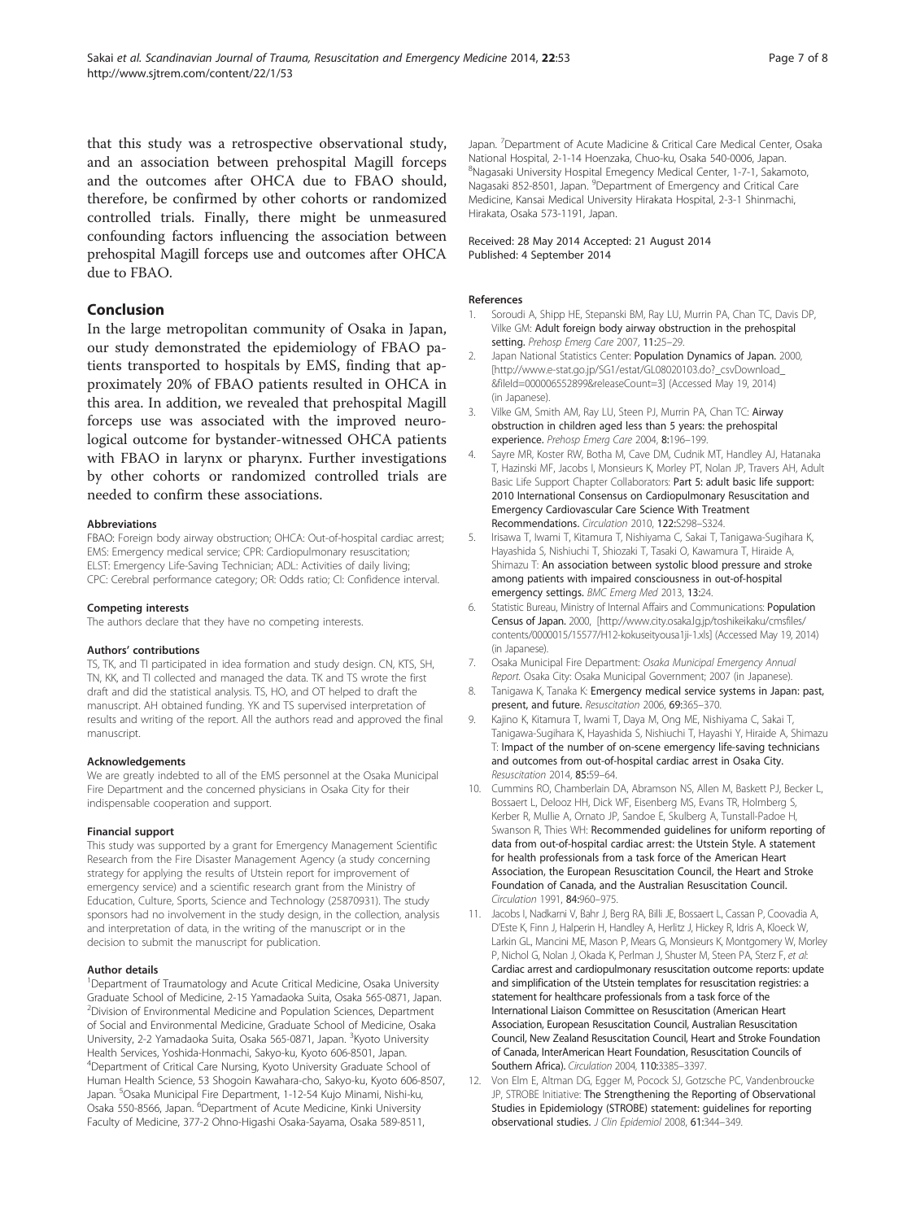that this study was a retrospective observational study, and an association between prehospital Magill forceps and the outcomes after OHCA due to FBAO should, therefore, be confirmed by other cohorts or randomized controlled trials. Finally, there might be unmeasured confounding factors influencing the association between prehospital Magill forceps use and outcomes after OHCA due to FBAO.

## Conclusion

In the large metropolitan community of Osaka in Japan, our study demonstrated the epidemiology of FBAO patients transported to hospitals by EMS, finding that approximately 20% of FBAO patients resulted in OHCA in this area. In addition, we revealed that prehospital Magill forceps use was associated with the improved neurological outcome for bystander-witnessed OHCA patients with FBAO in larynx or pharynx. Further investigations by other cohorts or randomized controlled trials are needed to confirm these associations.

#### Abbreviations

FBAO: Foreign body airway obstruction; OHCA: Out-of-hospital cardiac arrest; EMS: Emergency medical service; CPR: Cardiopulmonary resuscitation; ELST: Emergency Life-Saving Technician; ADL: Activities of daily living; CPC: Cerebral performance category; OR: Odds ratio; CI: Confidence interval.

#### Competing interests

The authors declare that they have no competing interests.

#### Authors' contributions

TS, TK, and TI participated in idea formation and study design. CN, KTS, SH, TN, KK, and TI collected and managed the data. TK and TS wrote the first draft and did the statistical analysis. TS, HO, and OT helped to draft the manuscript. AH obtained funding. YK and TS supervised interpretation of results and writing of the report. All the authors read and approved the final manuscript.

#### Acknowledgements

We are greatly indebted to all of the EMS personnel at the Osaka Municipal Fire Department and the concerned physicians in Osaka City for their indispensable cooperation and support.

#### Financial support

This study was supported by a grant for Emergency Management Scientific Research from the Fire Disaster Management Agency (a study concerning strategy for applying the results of Utstein report for improvement of emergency service) and a scientific research grant from the Ministry of Education, Culture, Sports, Science and Technology (25870931). The study sponsors had no involvement in the study design, in the collection, analysis and interpretation of data, in the writing of the manuscript or in the decision to submit the manuscript for publication.

#### Author details

[1]Department of Traumatology and Acute Critical Medicine, Osaka University Graduate School of Medicine, 2-15 Yamadaoka Suita, Osaka 565-0871, Japan. [2]Division of Environmental Medicine and Population Sciences, Department of Social and Environmental Medicine, Graduate School of Medicine, Osaka University, 2-2 Yamadaoka Suita, Osaka 565-0871, Japan. [3]Kyoto University Health Services, Yoshida-Honmachi, Sakyo-ku, Kyoto 606-8501, Japan. [4]Department of Critical Care Nursing, Kyoto University Graduate School of Human Health Science, 53 Shogoin Kawahara-cho, Sakyo-ku, Kyoto 606-8507, Japan. [5]Osaka Municipal Fire Department, 1-12-54 Kujo Minami, Nishi-ku, Osaka 550-8566, Japan. [6]Department of Acute Medicine, Kinki University Faculty of Medicine, 377-2 Ohno-Higashi Osaka-Sayama, Osaka 589-8511, Japan. [7]Department of Acute Madicine & Critical Care Medical Center, Osaka National Hospital, 2-1-14 Hoenzaka, Chuo-ku, Osaka 540-0006, Japan. [8]Nagasaki University Hospital Emegency Medical Center, 1-7-1, Sakamoto, Nagasaki 852-8501, Japan. [9]Department of Emergency and Critical Care Medicine, Kansai Medical University Hirakata Hospital, 2-3-1 Shinmachi, Hirakata, Osaka 573-1191, Japan.

Received: 28 May 2014 Accepted: 21 August 2014
Published: 4 September 2014

#### References

1. Soroudi A, Shipp HE, Stepanski BM, Ray LU, Murrin PA, Chan TC, Davis DP, Vilke GM: **Adult foreign body airway obstruction in the prehospital setting.** *Prehosp Emerg Care* 2007, 11:25–29.
2. Japan National Statistics Center: **Population Dynamics of Japan.** 2000, [http://www.e-stat.go.jp/SG1/estat/GL08020103.do?_csvDownload_&fileId=000006552899&releaseCount=3] (Accessed May 19, 2014) (in Japanese).
3. Vilke GM, Smith AM, Ray LU, Steen PJ, Murrin PA, Chan TC: **Airway obstruction in children aged less than 5 years: the prehospital experience.** *Prehosp Emerg Care* 2004, 8:196–199.
4. Sayre MR, Koster RW, Botha M, Cave DM, Cudnik MT, Handley AJ, Hatanaka T, Hazinski MF, Jacobs I, Monsieurs K, Morley PT, Nolan JP, Travers AH, Adult Basic Life Support Chapter Collaborators: **Part 5: adult basic life support: 2010 International Consensus on Cardiopulmonary Resuscitation and Emergency Cardiovascular Care Science With Treatment Recommendations.** *Circulation* 2010, 122:S298–S324.
5. Irisawa T, Iwami T, Kitamura T, Nishiyama C, Sakai T, Tanigawa-Sugihara K, Hayashida S, Nishiuchi T, Shiozaki T, Tasaki O, Kawamura T, Hiraide A, Shimazu T: **An association between systolic blood pressure and stroke among patients with impaired consciousness in out-of-hospital emergency settings.** *BMC Emerg Med* 2013, 13:24.
6. Statistic Bureau, Ministry of Internal Affairs and Communications: **Population Census of Japan.** 2000, [http://www.city.osaka.lg.jp/toshikeikaku/cmsfiles/contents/0000015/15577/H12-kokuseityousa1ji-1.xls] (Accessed May 19, 2014) (in Japanese).
7. Osaka Municipal Fire Department: *Osaka Municipal Emergency Annual Report.* Osaka City: Osaka Municipal Government; 2007 (in Japanese).
8. Tanigawa K, Tanaka K: **Emergency medical service systems in Japan: past, present, and future.** *Resuscitation* 2006, 69:365–370.
9. Kajino K, Kitamura T, Iwami T, Daya M, Ong ME, Nishiyama C, Sakai T, Tanigawa-Sugihara K, Hayashida S, Nishiuchi T, Hayashi Y, Hiraide A, Shimazu T: **Impact of the number of on-scene emergency life-saving technicians and outcomes from out-of-hospital cardiac arrest in Osaka City.** *Resuscitation* 2014, 85:59–64.
10. Cummins RO, Chamberlain DA, Abramson NS, Allen M, Baskett PJ, Becker L, Bossaert L, Delooz HH, Dick WF, Eisenberg MS, Evans TR, Holmberg S, Kerber R, Mullie A, Ornato JP, Sandoe E, Skulberg A, Tunstall-Padoe H, Swanson R, Thies WH: **Recommended guidelines for uniform reporting of data from out-of-hospital cardiac arrest: the Utstein Style. A statement for health professionals from a task force of the American Heart Association, the European Resuscitation Council, the Heart and Stroke Foundation of Canada, and the Australian Resuscitation Council.** *Circulation* 1991, 84:960–975.
11. Jacobs I, Nadkarni V, Bahr J, Berg RA, Billi JE, Bossaert L, Cassan P, Coovadia A, D'Este K, Finn J, Halperin H, Handley A, Herlitz J, Hickey R, Idris A, Kloeck W, Larkin GL, Mancini ME, Mason P, Mears G, Monsieurs K, Montgomery W, Morley P, Nichol G, Nolan J, Okada K, Perlman J, Shuster M, Steen PA, Sterz F, *et al*: **Cardiac arrest and cardiopulmonary resuscitation outcome reports: update and simplification of the Utstein templates for resuscitation registries: a statement for healthcare professionals from a task force of the International Liaison Committee on Resuscitation (American Heart Association, European Resuscitation Council, Australian Resuscitation Council, New Zealand Resuscitation Council, Heart and Stroke Foundation of Canada, InterAmerican Heart Foundation, Resuscitation Councils of Southern Africa).** *Circulation* 2004, 110:3385–3397.
12. Von Elm E, Altman DG, Egger M, Pocock SJ, Gotzsche PC, Vandenbroucke JP, STROBE Initiative: **The Strengthening the Reporting of Observational Studies in Epidemiology (STROBE) statement: guidelines for reporting observational studies.** *J Clin Epidemiol* 2008, 61:344–349.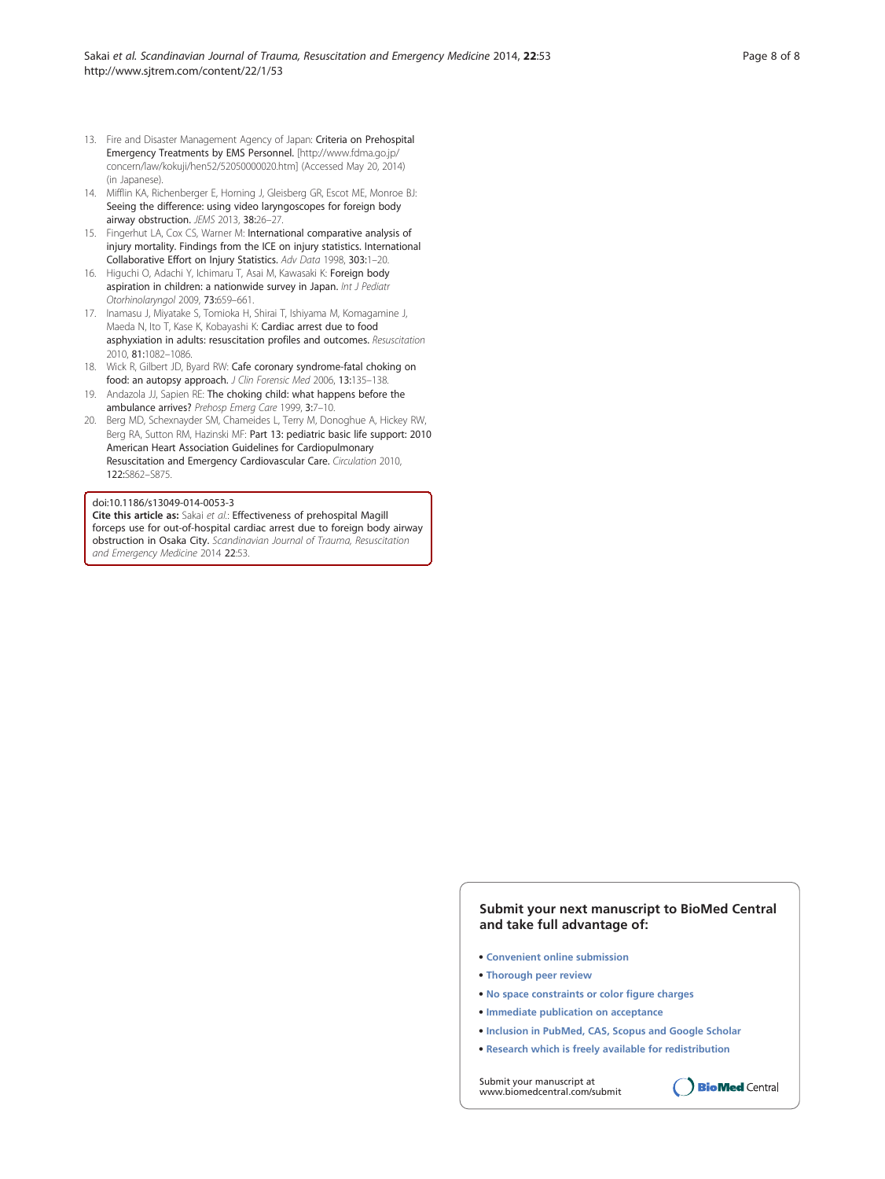13. Fire and Disaster Management Agency of Japan: **Criteria on Prehospital Emergency Treatments by EMS Personnel.** [http://www.fdma.go.jp/concern/law/kokuji/hen52/52050000020.htm] (Accessed May 20, 2014) (in Japanese).
14. Mifflin KA, Richenberger E, Horning J, Gleisberg GR, Escot ME, Monroe BJ: **Seeing the difference: using video laryngoscopes for foreign body airway obstruction.** *JEMS* 2013, **38:**26–27.
15. Fingerhut LA, Cox CS, Warner M: **International comparative analysis of injury mortality. Findings from the ICE on injury statistics. International Collaborative Effort on Injury Statistics.** *Adv Data* 1998, **303:**1–20.
16. Higuchi O, Adachi Y, Ichimaru T, Asai M, Kawasaki K: **Foreign body aspiration in children: a nationwide survey in Japan.** *Int J Pediatr Otorhinolaryngol* 2009, **73:**659–661.
17. Inamasu J, Miyatake S, Tomioka H, Shirai T, Ishiyama M, Komagamine J, Maeda N, Ito T, Kase K, Kobayashi K: **Cardiac arrest due to food asphyxiation in adults: resuscitation profiles and outcomes.** *Resuscitation* 2010, **81:**1082–1086.
18. Wick R, Gilbert JD, Byard RW: **Cafe coronary syndrome-fatal choking on food: an autopsy approach.** *J Clin Forensic Med* 2006, **13:**135–138.
19. Andazola JJ, Sapien RE: **The choking child: what happens before the ambulance arrives?** *Prehosp Emerg Care* 1999, **3:**7–10.
20. Berg MD, Schexnayder SM, Chameides L, Terry M, Donoghue A, Hickey RW, Berg RA, Sutton RM, Hazinski MF: **Part 13: pediatric basic life support: 2010 American Heart Association Guidelines for Cardiopulmonary Resuscitation and Emergency Cardiovascular Care.** *Circulation* 2010, **122:**S862–S875.

doi:10.1186/s13049-014-0053-3
**Cite this article as:** Sakai *et al.*: Effectiveness of prehospital Magill forceps use for out-of-hospital cardiac arrest due to foreign body airway obstruction in Osaka City. *Scandinavian Journal of Trauma, Resuscitation and Emergency Medicine* 2014 **22**:53.

**Submit your next manuscript to BioMed Central and take full advantage of:**

- **Convenient online submission**
- **Thorough peer review**
- **No space constraints or color figure charges**
- **Immediate publication on acceptance**
- **Inclusion in PubMed, CAS, Scopus and Google Scholar**
- **Research which is freely available for redistribution**

Submit your manuscript at
www.biomedcentral.com/submit

BioMed Central